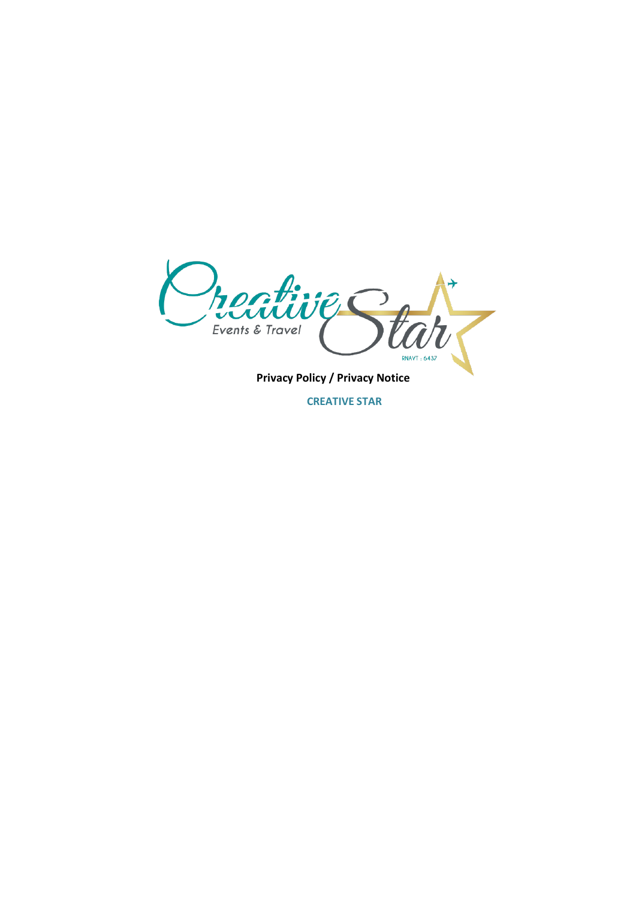Creative Star

Events & Travel

RNAVT : 6437

**Privacy Policy / Privacy Notice**

**CREATIVE STAR**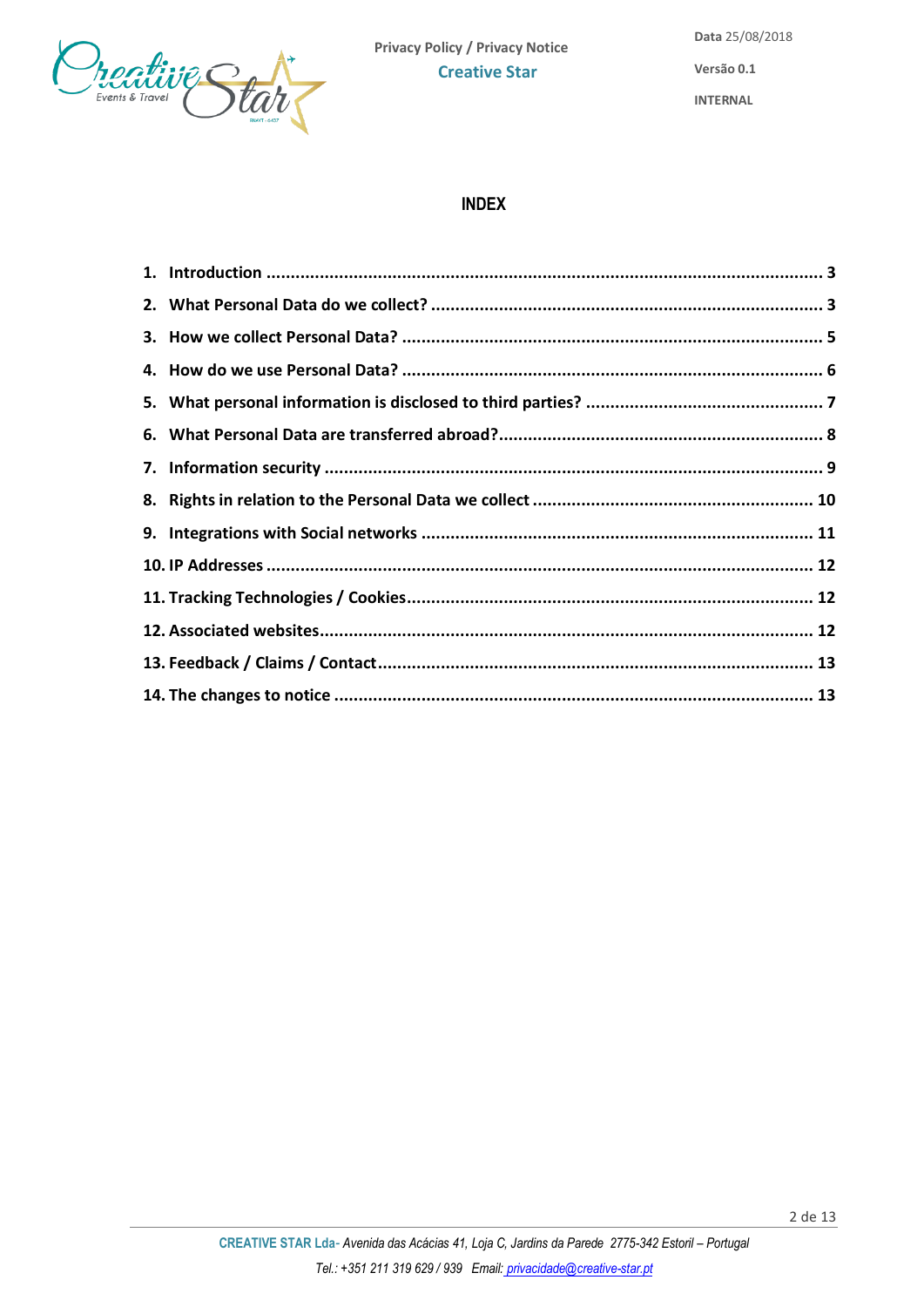# INDEX

1. Introduction ........................................................................................................ 3
2. What Personal Data do we collect? ...................................................................... 3
3. How we collect Personal Data? ............................................................................ 5
4. How do we use Personal Data? ............................................................................ 6
5. What personal information is disclosed to third parties? ...................................... 7
6. What Personal Data are transferred abroad?......................................................... 8
7. Information security ............................................................................................ 9
8. Rights in relation to the Personal Data we collect ............................................... 10
9. Integrations with Social networks ...................................................................... 11
10. IP Addresses ..................................................................................................... 12
11. Tracking Technologies / Cookies......................................................................... 12
12. Associated websites........................................................................................... 12
13. Feedback / Claims / Contact............................................................................... 13
14. The changes to notice ....................................................................................... 13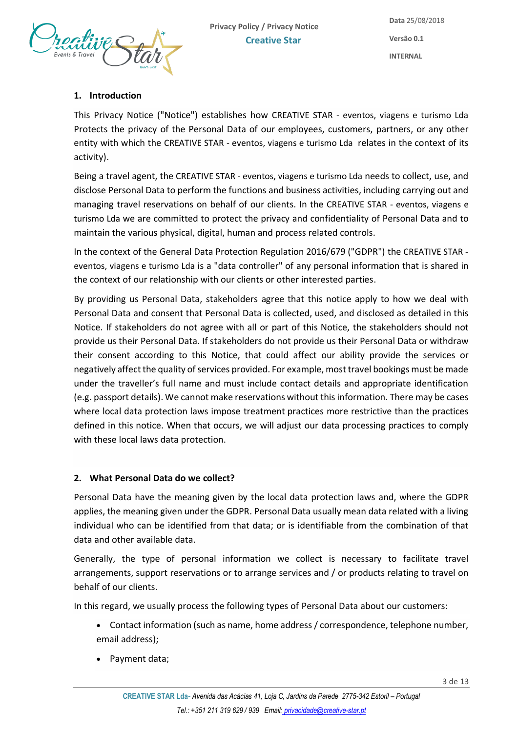## 1. Introduction

This Privacy Notice ("Notice") establishes how CREATIVE STAR - eventos, viagens e turismo Lda Protects the privacy of the Personal Data of our employees, customers, partners, or any other entity with which the CREATIVE STAR - eventos, viagens e turismo Lda relates in the context of its activity).

Being a travel agent, the CREATIVE STAR - eventos, viagens e turismo Lda needs to collect, use, and disclose Personal Data to perform the functions and business activities, including carrying out and managing travel reservations on behalf of our clients. In the CREATIVE STAR - eventos, viagens e turismo Lda we are committed to protect the privacy and confidentiality of Personal Data and to maintain the various physical, digital, human and process related controls.

In the context of the General Data Protection Regulation 2016/679 ("GDPR") the CREATIVE STAR - eventos, viagens e turismo Lda is a "data controller" of any personal information that is shared in the context of our relationship with our clients or other interested parties.

By providing us Personal Data, stakeholders agree that this notice apply to how we deal with Personal Data and consent that Personal Data is collected, used, and disclosed as detailed in this Notice. If stakeholders do not agree with all or part of this Notice, the stakeholders should not provide us their Personal Data. If stakeholders do not provide us their Personal Data or withdraw their consent according to this Notice, that could affect our ability provide the services or negatively affect the quality of services provided. For example, most travel bookings must be made under the traveller's full name and must include contact details and appropriate identification (e.g. passport details). We cannot make reservations without this information. There may be cases where local data protection laws impose treatment practices more restrictive than the practices defined in this notice. When that occurs, we will adjust our data processing practices to comply with these local laws data protection.

## 2. What Personal Data do we collect?

Personal Data have the meaning given by the local data protection laws and, where the GDPR applies, the meaning given under the GDPR. Personal Data usually mean data related with a living individual who can be identified from that data; or is identifiable from the combination of that data and other available data.

Generally, the type of personal information we collect is necessary to facilitate travel arrangements, support reservations or to arrange services and / or products relating to travel on behalf of our clients.

In this regard, we usually process the following types of Personal Data about our customers:

- Contact information (such as name, home address / correspondence, telephone number, email address);
- Payment data;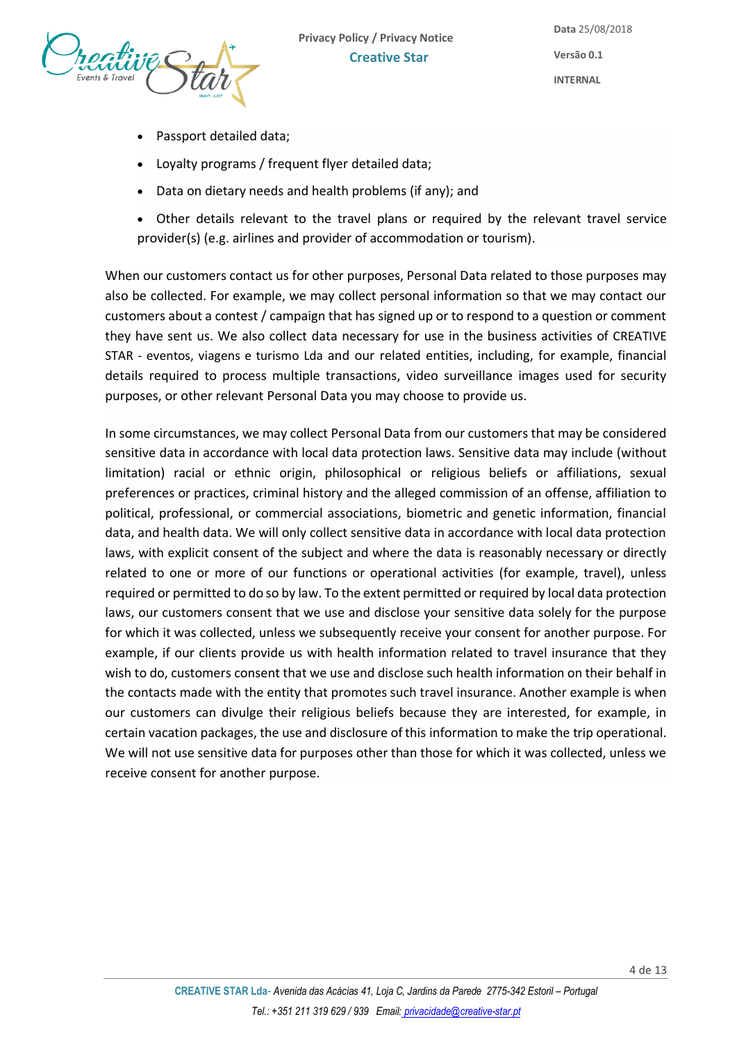- Passport detailed data;
- Loyalty programs / frequent flyer detailed data;
- Data on dietary needs and health problems (if any); and
- Other details relevant to the travel plans or required by the relevant travel service provider(s) (e.g. airlines and provider of accommodation or tourism).

When our customers contact us for other purposes, Personal Data related to those purposes may also be collected. For example, we may collect personal information so that we may contact our customers about a contest / campaign that has signed up or to respond to a question or comment they have sent us. We also collect data necessary for use in the business activities of CREATIVE STAR - eventos, viagens e turismo Lda and our related entities, including, for example, financial details required to process multiple transactions, video surveillance images used for security purposes, or other relevant Personal Data you may choose to provide us.

In some circumstances, we may collect Personal Data from our customers that may be considered sensitive data in accordance with local data protection laws. Sensitive data may include (without limitation) racial or ethnic origin, philosophical or religious beliefs or affiliations, sexual preferences or practices, criminal history and the alleged commission of an offense, affiliation to political, professional, or commercial associations, biometric and genetic information, financial data, and health data. We will only collect sensitive data in accordance with local data protection laws, with explicit consent of the subject and where the data is reasonably necessary or directly related to one or more of our functions or operational activities (for example, travel), unless required or permitted to do so by law. To the extent permitted or required by local data protection laws, our customers consent that we use and disclose your sensitive data solely for the purpose for which it was collected, unless we subsequently receive your consent for another purpose. For example, if our clients provide us with health information related to travel insurance that they wish to do, customers consent that we use and disclose such health information on their behalf in the contacts made with the entity that promotes such travel insurance. Another example is when our customers can divulge their religious beliefs because they are interested, for example, in certain vacation packages, the use and disclosure of this information to make the trip operational. We will not use sensitive data for purposes other than those for which it was collected, unless we receive consent for another purpose.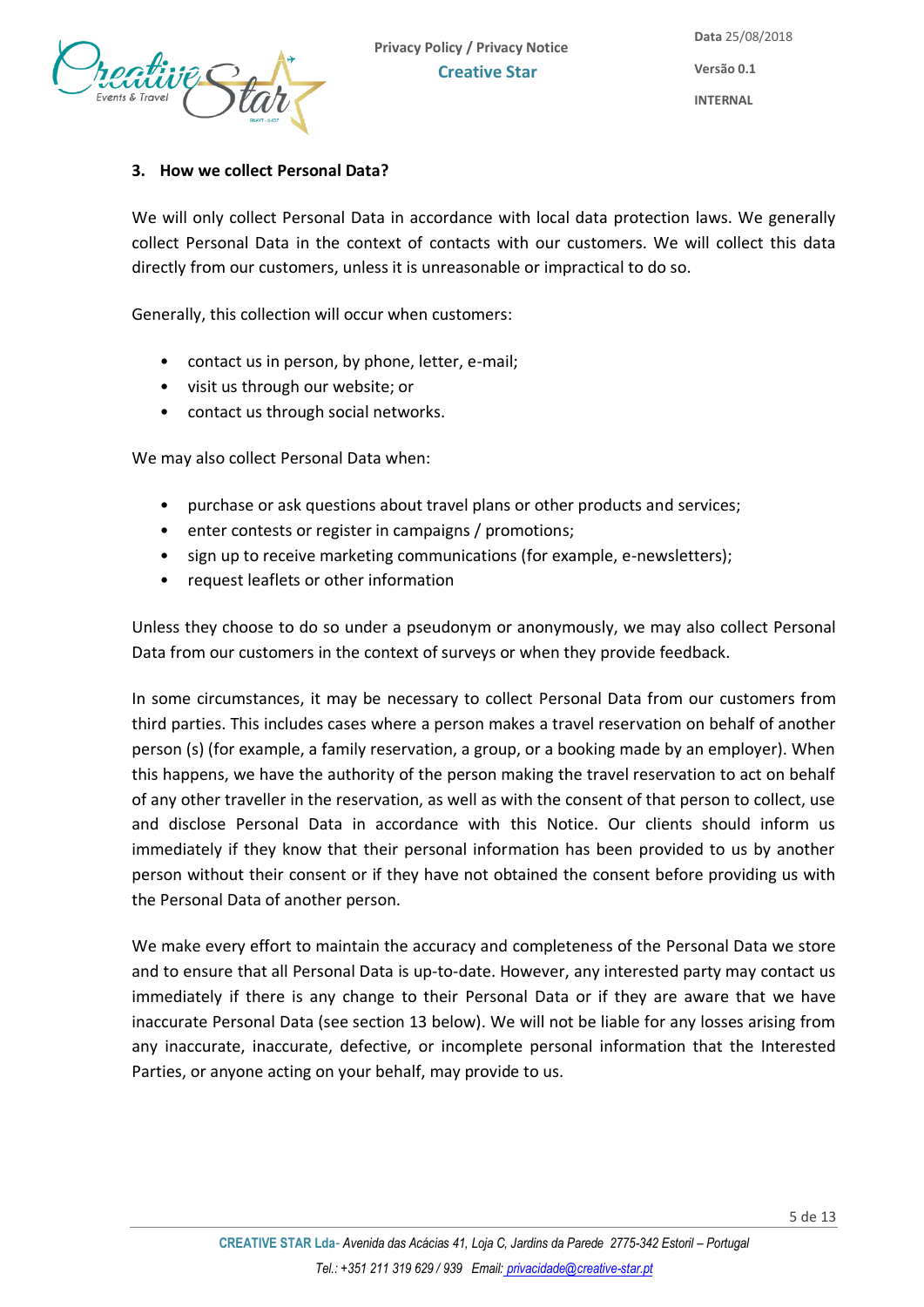### 3. How we collect Personal Data?

We will only collect Personal Data in accordance with local data protection laws. We generally collect Personal Data in the context of contacts with our customers. We will collect this data directly from our customers, unless it is unreasonable or impractical to do so.

Generally, this collection will occur when customers:

- contact us in person, by phone, letter, e-mail;
- visit us through our website; or
- contact us through social networks.

We may also collect Personal Data when:

- purchase or ask questions about travel plans or other products and services;
- enter contests or register in campaigns / promotions;
- sign up to receive marketing communications (for example, e-newsletters);
- request leaflets or other information

Unless they choose to do so under a pseudonym or anonymously, we may also collect Personal Data from our customers in the context of surveys or when they provide feedback.

In some circumstances, it may be necessary to collect Personal Data from our customers from third parties. This includes cases where a person makes a travel reservation on behalf of another person (s) (for example, a family reservation, a group, or a booking made by an employer). When this happens, we have the authority of the person making the travel reservation to act on behalf of any other traveller in the reservation, as well as with the consent of that person to collect, use and disclose Personal Data in accordance with this Notice. Our clients should inform us immediately if they know that their personal information has been provided to us by another person without their consent or if they have not obtained the consent before providing us with the Personal Data of another person.

We make every effort to maintain the accuracy and completeness of the Personal Data we store and to ensure that all Personal Data is up-to-date. However, any interested party may contact us immediately if there is any change to their Personal Data or if they are aware that we have inaccurate Personal Data (see section 13 below). We will not be liable for any losses arising from any inaccurate, inaccurate, defective, or incomplete personal information that the Interested Parties, or anyone acting on your behalf, may provide to us.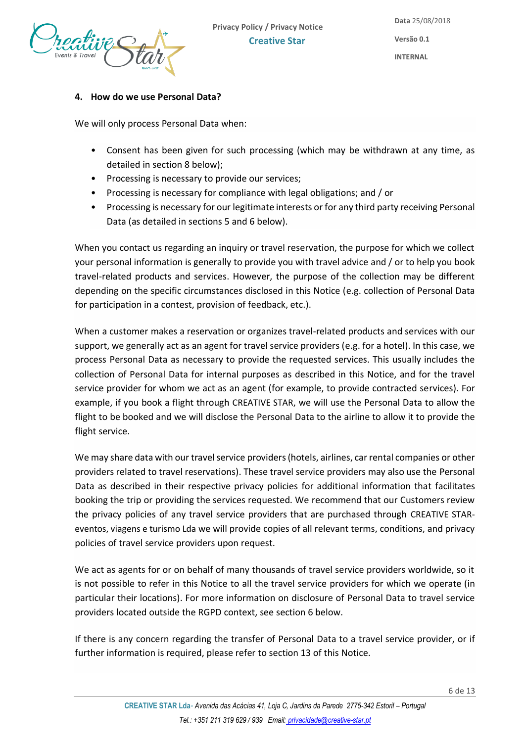## 4. How do we use Personal Data?

We will only process Personal Data when:

- Consent has been given for such processing (which may be withdrawn at any time, as detailed in section 8 below);
- Processing is necessary to provide our services;
- Processing is necessary for compliance with legal obligations; and / or
- Processing is necessary for our legitimate interests or for any third party receiving Personal Data (as detailed in sections 5 and 6 below).

When you contact us regarding an inquiry or travel reservation, the purpose for which we collect your personal information is generally to provide you with travel advice and / or to help you book travel-related products and services. However, the purpose of the collection may be different depending on the specific circumstances disclosed in this Notice (e.g. collection of Personal Data for participation in a contest, provision of feedback, etc.).

When a customer makes a reservation or organizes travel-related products and services with our support, we generally act as an agent for travel service providers (e.g. for a hotel). In this case, we process Personal Data as necessary to provide the requested services. This usually includes the collection of Personal Data for internal purposes as described in this Notice, and for the travel service provider for whom we act as an agent (for example, to provide contracted services). For example, if you book a flight through CREATIVE STAR, we will use the Personal Data to allow the flight to be booked and we will disclose the Personal Data to the airline to allow it to provide the flight service.

We may share data with our travel service providers (hotels, airlines, car rental companies or other providers related to travel reservations). These travel service providers may also use the Personal Data as described in their respective privacy policies for additional information that facilitates booking the trip or providing the services requested. We recommend that our Customers review the privacy policies of any travel service providers that are purchased through CREATIVE STAR-eventos, viagens e turismo Lda we will provide copies of all relevant terms, conditions, and privacy policies of travel service providers upon request.

We act as agents for or on behalf of many thousands of travel service providers worldwide, so it is not possible to refer in this Notice to all the travel service providers for which we operate (in particular their locations). For more information on disclosure of Personal Data to travel service providers located outside the RGPD context, see section 6 below.

If there is any concern regarding the transfer of Personal Data to a travel service provider, or if further information is required, please refer to section 13 of this Notice.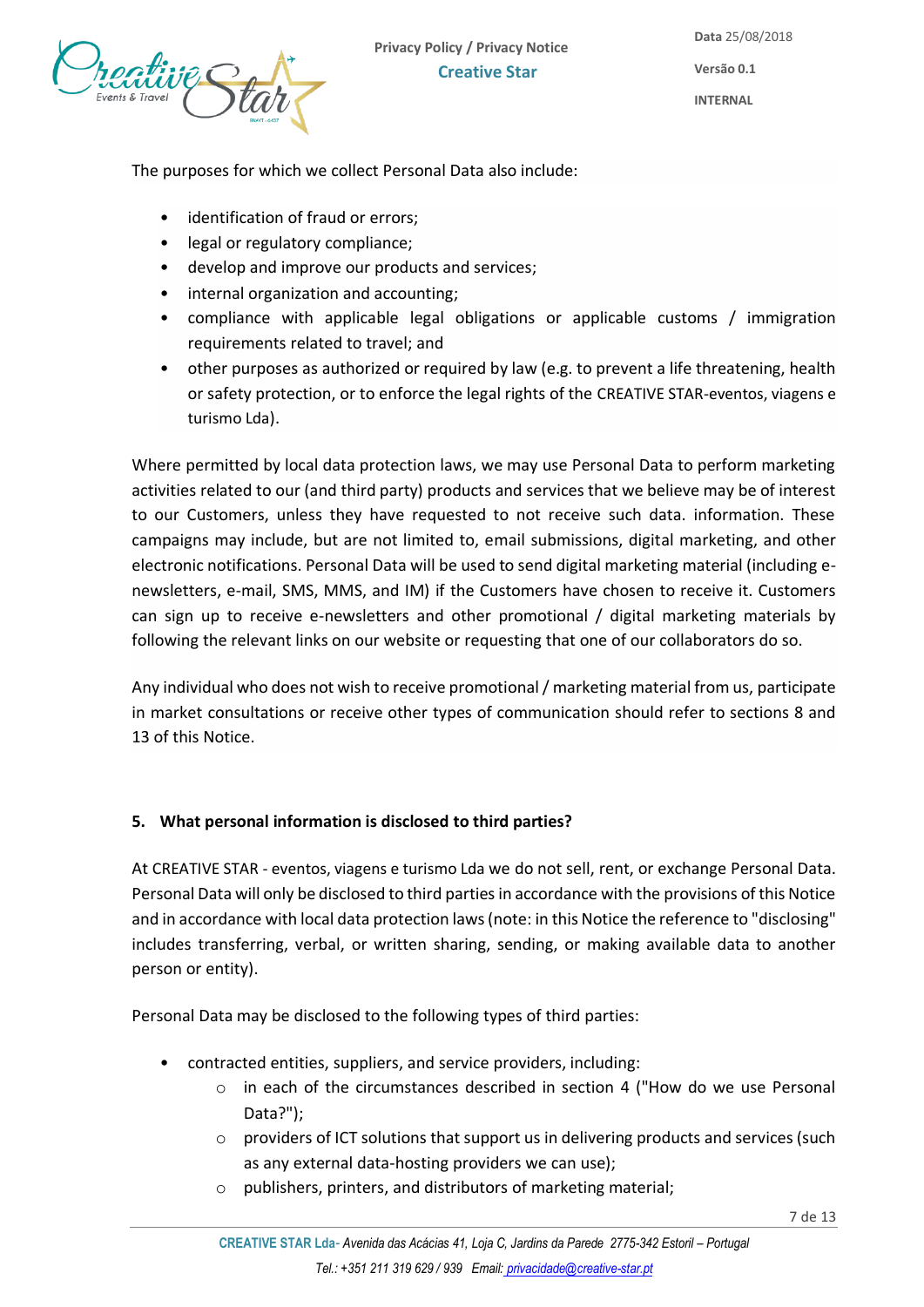The purposes for which we collect Personal Data also include:

- identification of fraud or errors;
- legal or regulatory compliance;
- develop and improve our products and services;
- internal organization and accounting;
- compliance with applicable legal obligations or applicable customs / immigration requirements related to travel; and
- other purposes as authorized or required by law (e.g. to prevent a life threatening, health or safety protection, or to enforce the legal rights of the CREATIVE STAR-eventos, viagens e turismo Lda).

Where permitted by local data protection laws, we may use Personal Data to perform marketing activities related to our (and third party) products and services that we believe may be of interest to our Customers, unless they have requested to not receive such data. information. These campaigns may include, but are not limited to, email submissions, digital marketing, and other electronic notifications. Personal Data will be used to send digital marketing material (including e-newsletters, e-mail, SMS, MMS, and IM) if the Customers have chosen to receive it. Customers can sign up to receive e-newsletters and other promotional / digital marketing materials by following the relevant links on our website or requesting that one of our collaborators do so.

Any individual who does not wish to receive promotional / marketing material from us, participate in market consultations or receive other types of communication should refer to sections 8 and 13 of this Notice.

## 5. What personal information is disclosed to third parties?

At CREATIVE STAR - eventos, viagens e turismo Lda we do not sell, rent, or exchange Personal Data. Personal Data will only be disclosed to third parties in accordance with the provisions of this Notice and in accordance with local data protection laws (note: in this Notice the reference to "disclosing" includes transferring, verbal, or written sharing, sending, or making available data to another person or entity).

Personal Data may be disclosed to the following types of third parties:

- contracted entities, suppliers, and service providers, including:
  - in each of the circumstances described in section 4 ("How do we use Personal Data?");
  - providers of ICT solutions that support us in delivering products and services (such as any external data-hosting providers we can use);
  - publishers, printers, and distributors of marketing material;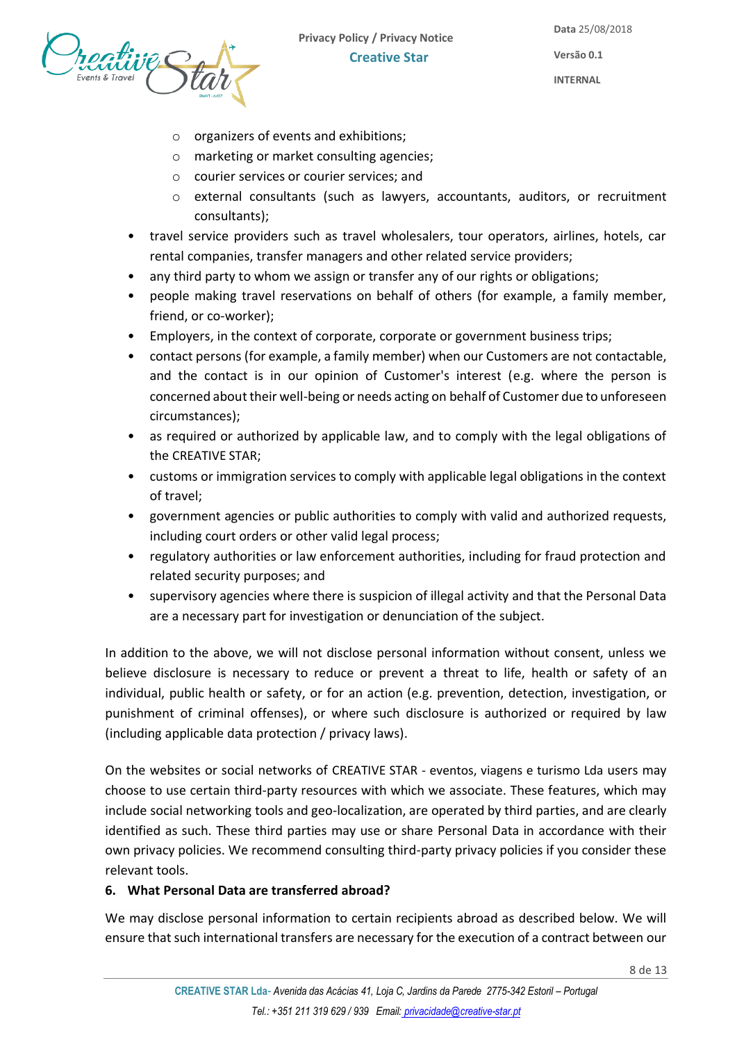- organizers of events and exhibitions;
    - marketing or market consulting agencies;
    - courier services or courier services; and
    - external consultants (such as lawyers, accountants, auditors, or recruitment consultants);
- travel service providers such as travel wholesalers, tour operators, airlines, hotels, car rental companies, transfer managers and other related service providers;
- any third party to whom we assign or transfer any of our rights or obligations;
- people making travel reservations on behalf of others (for example, a family member, friend, or co-worker);
- Employers, in the context of corporate, corporate or government business trips;
- contact persons (for example, a family member) when our Customers are not contactable, and the contact is in our opinion of Customer's interest (e.g. where the person is concerned about their well-being or needs acting on behalf of Customer due to unforeseen circumstances);
- as required or authorized by applicable law, and to comply with the legal obligations of the CREATIVE STAR;
- customs or immigration services to comply with applicable legal obligations in the context of travel;
- government agencies or public authorities to comply with valid and authorized requests, including court orders or other valid legal process;
- regulatory authorities or law enforcement authorities, including for fraud protection and related security purposes; and
- supervisory agencies where there is suspicion of illegal activity and that the Personal Data are a necessary part for investigation or denunciation of the subject.

In addition to the above, we will not disclose personal information without consent, unless we believe disclosure is necessary to reduce or prevent a threat to life, health or safety of an individual, public health or safety, or for an action (e.g. prevention, detection, investigation, or punishment of criminal offenses), or where such disclosure is authorized or required by law (including applicable data protection / privacy laws).

On the websites or social networks of CREATIVE STAR - eventos, viagens e turismo Lda users may choose to use certain third-party resources with which we associate. These features, which may include social networking tools and geo-localization, are operated by third parties, and are clearly identified as such. These third parties may use or share Personal Data in accordance with their own privacy policies. We recommend consulting third-party privacy policies if you consider these relevant tools.

## 6. What Personal Data are transferred abroad?

We may disclose personal information to certain recipients abroad as described below. We will ensure that such international transfers are necessary for the execution of a contract between our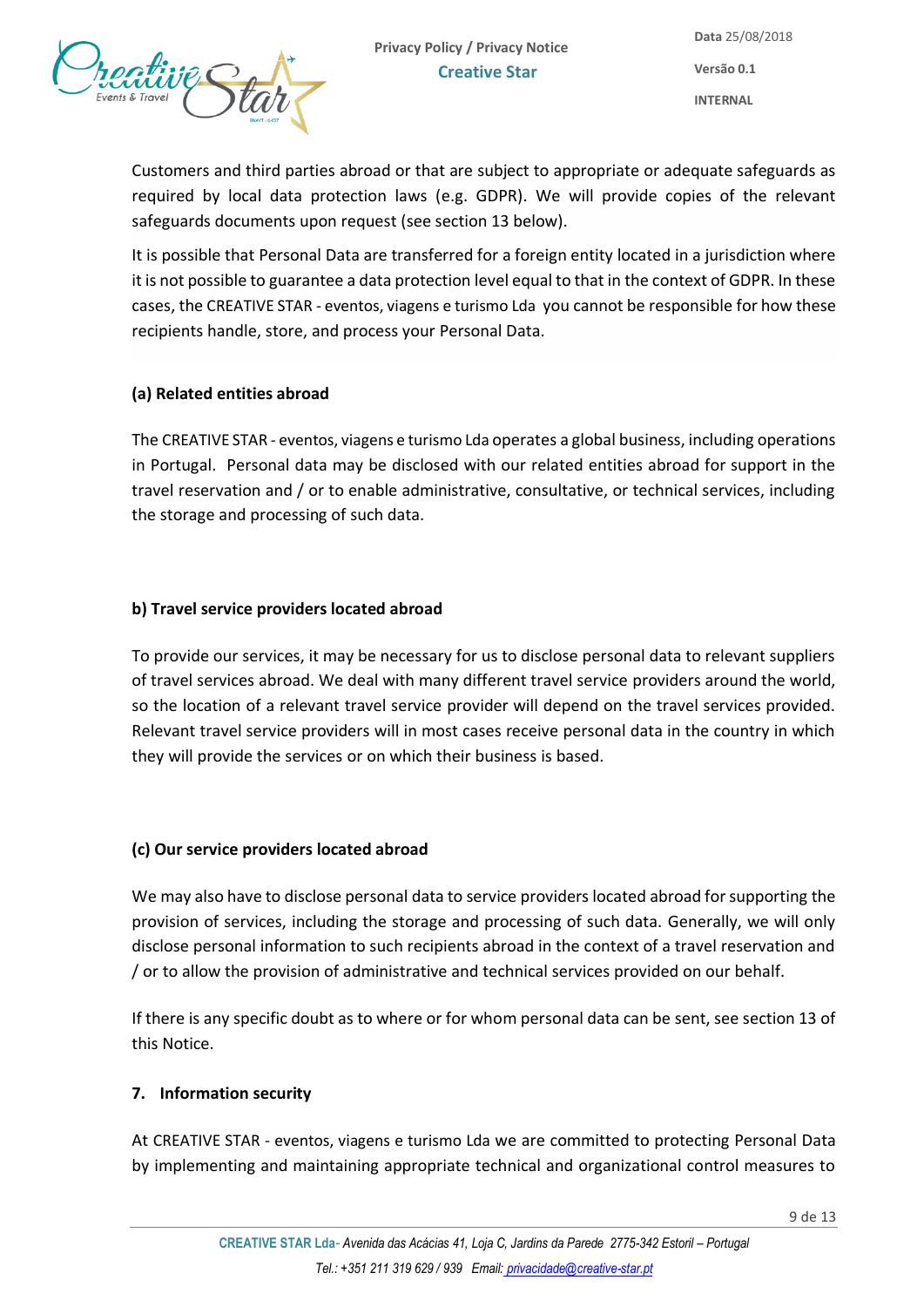Customers and third parties abroad or that are subject to appropriate or adequate safeguards as required by local data protection laws (e.g. GDPR). We will provide copies of the relevant safeguards documents upon request (see section 13 below).

It is possible that Personal Data are transferred for a foreign entity located in a jurisdiction where it is not possible to guarantee a data protection level equal to that in the context of GDPR. In these cases, the CREATIVE STAR - eventos, viagens e turismo Lda you cannot be responsible for how these recipients handle, store, and process your Personal Data.

**(a) Related entities abroad**

The CREATIVE STAR - eventos, viagens e turismo Lda operates a global business, including operations in Portugal. Personal data may be disclosed with our related entities abroad for support in the travel reservation and / or to enable administrative, consultative, or technical services, including the storage and processing of such data.

**b) Travel service providers located abroad**

To provide our services, it may be necessary for us to disclose personal data to relevant suppliers of travel services abroad. We deal with many different travel service providers around the world, so the location of a relevant travel service provider will depend on the travel services provided. Relevant travel service providers will in most cases receive personal data in the country in which they will provide the services or on which their business is based.

**(c) Our service providers located abroad**

We may also have to disclose personal data to service providers located abroad for supporting the provision of services, including the storage and processing of such data. Generally, we will only disclose personal information to such recipients abroad in the context of a travel reservation and / or to allow the provision of administrative and technical services provided on our behalf.

If there is any specific doubt as to where or for whom personal data can be sent, see section 13 of this Notice.

## 7. Information security

At CREATIVE STAR - eventos, viagens e turismo Lda we are committed to protecting Personal Data by implementing and maintaining appropriate technical and organizational control measures to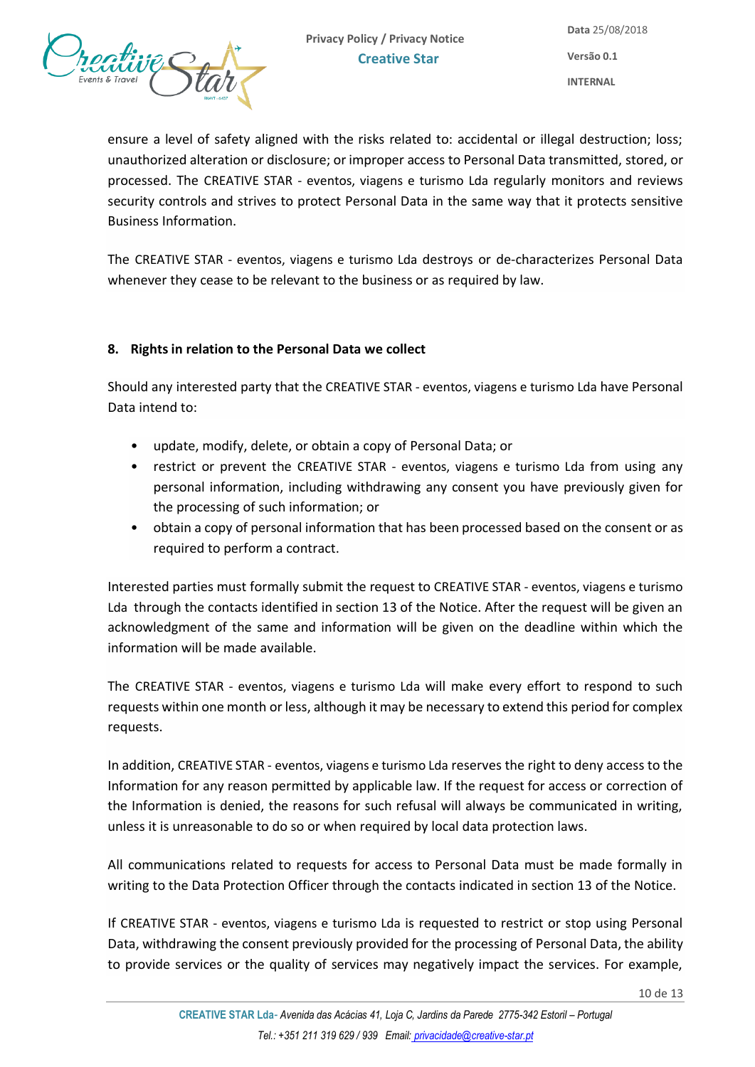ensure a level of safety aligned with the risks related to: accidental or illegal destruction; loss; unauthorized alteration or disclosure; or improper access to Personal Data transmitted, stored, or processed. The CREATIVE STAR - eventos, viagens e turismo Lda regularly monitors and reviews security controls and strives to protect Personal Data in the same way that it protects sensitive Business Information.

The CREATIVE STAR - eventos, viagens e turismo Lda destroys or de-characterizes Personal Data whenever they cease to be relevant to the business or as required by law.

## 8. Rights in relation to the Personal Data we collect

Should any interested party that the CREATIVE STAR - eventos, viagens e turismo Lda have Personal Data intend to:

- update, modify, delete, or obtain a copy of Personal Data; or
- restrict or prevent the CREATIVE STAR - eventos, viagens e turismo Lda from using any personal information, including withdrawing any consent you have previously given for the processing of such information; or
- obtain a copy of personal information that has been processed based on the consent or as required to perform a contract.

Interested parties must formally submit the request to CREATIVE STAR - eventos, viagens e turismo Lda through the contacts identified in section 13 of the Notice. After the request will be given an acknowledgment of the same and information will be given on the deadline within which the information will be made available.

The CREATIVE STAR - eventos, viagens e turismo Lda will make every effort to respond to such requests within one month or less, although it may be necessary to extend this period for complex requests.

In addition, CREATIVE STAR - eventos, viagens e turismo Lda reserves the right to deny access to the Information for any reason permitted by applicable law. If the request for access or correction of the Information is denied, the reasons for such refusal will always be communicated in writing, unless it is unreasonable to do so or when required by local data protection laws.

All communications related to requests for access to Personal Data must be made formally in writing to the Data Protection Officer through the contacts indicated in section 13 of the Notice.

If CREATIVE STAR - eventos, viagens e turismo Lda is requested to restrict or stop using Personal Data, withdrawing the consent previously provided for the processing of Personal Data, the ability to provide services or the quality of services may negatively impact the services. For example,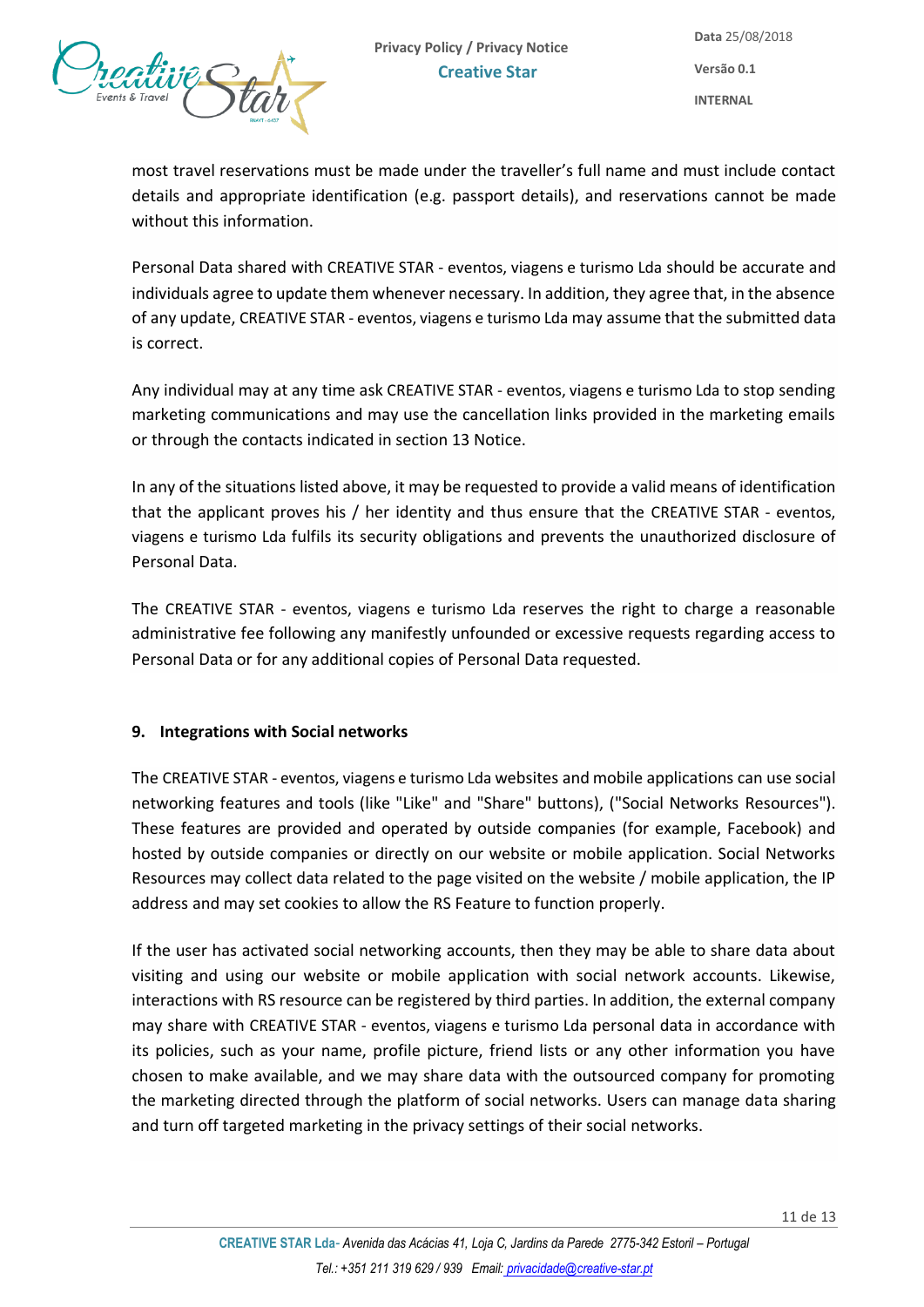most travel reservations must be made under the traveller's full name and must include contact details and appropriate identification (e.g. passport details), and reservations cannot be made without this information.

Personal Data shared with CREATIVE STAR - eventos, viagens e turismo Lda should be accurate and individuals agree to update them whenever necessary. In addition, they agree that, in the absence of any update, CREATIVE STAR - eventos, viagens e turismo Lda may assume that the submitted data is correct.

Any individual may at any time ask CREATIVE STAR - eventos, viagens e turismo Lda to stop sending marketing communications and may use the cancellation links provided in the marketing emails or through the contacts indicated in section 13 Notice.

In any of the situations listed above, it may be requested to provide a valid means of identification that the applicant proves his / her identity and thus ensure that the CREATIVE STAR - eventos, viagens e turismo Lda fulfils its security obligations and prevents the unauthorized disclosure of Personal Data.

The CREATIVE STAR - eventos, viagens e turismo Lda reserves the right to charge a reasonable administrative fee following any manifestly unfounded or excessive requests regarding access to Personal Data or for any additional copies of Personal Data requested.

## 9. Integrations with Social networks

The CREATIVE STAR - eventos, viagens e turismo Lda websites and mobile applications can use social networking features and tools (like "Like" and "Share" buttons), ("Social Networks Resources"). These features are provided and operated by outside companies (for example, Facebook) and hosted by outside companies or directly on our website or mobile application. Social Networks Resources may collect data related to the page visited on the website / mobile application, the IP address and may set cookies to allow the RS Feature to function properly.

If the user has activated social networking accounts, then they may be able to share data about visiting and using our website or mobile application with social network accounts. Likewise, interactions with RS resource can be registered by third parties. In addition, the external company may share with CREATIVE STAR - eventos, viagens e turismo Lda personal data in accordance with its policies, such as your name, profile picture, friend lists or any other information you have chosen to make available, and we may share data with the outsourced company for promoting the marketing directed through the platform of social networks. Users can manage data sharing and turn off targeted marketing in the privacy settings of their social networks.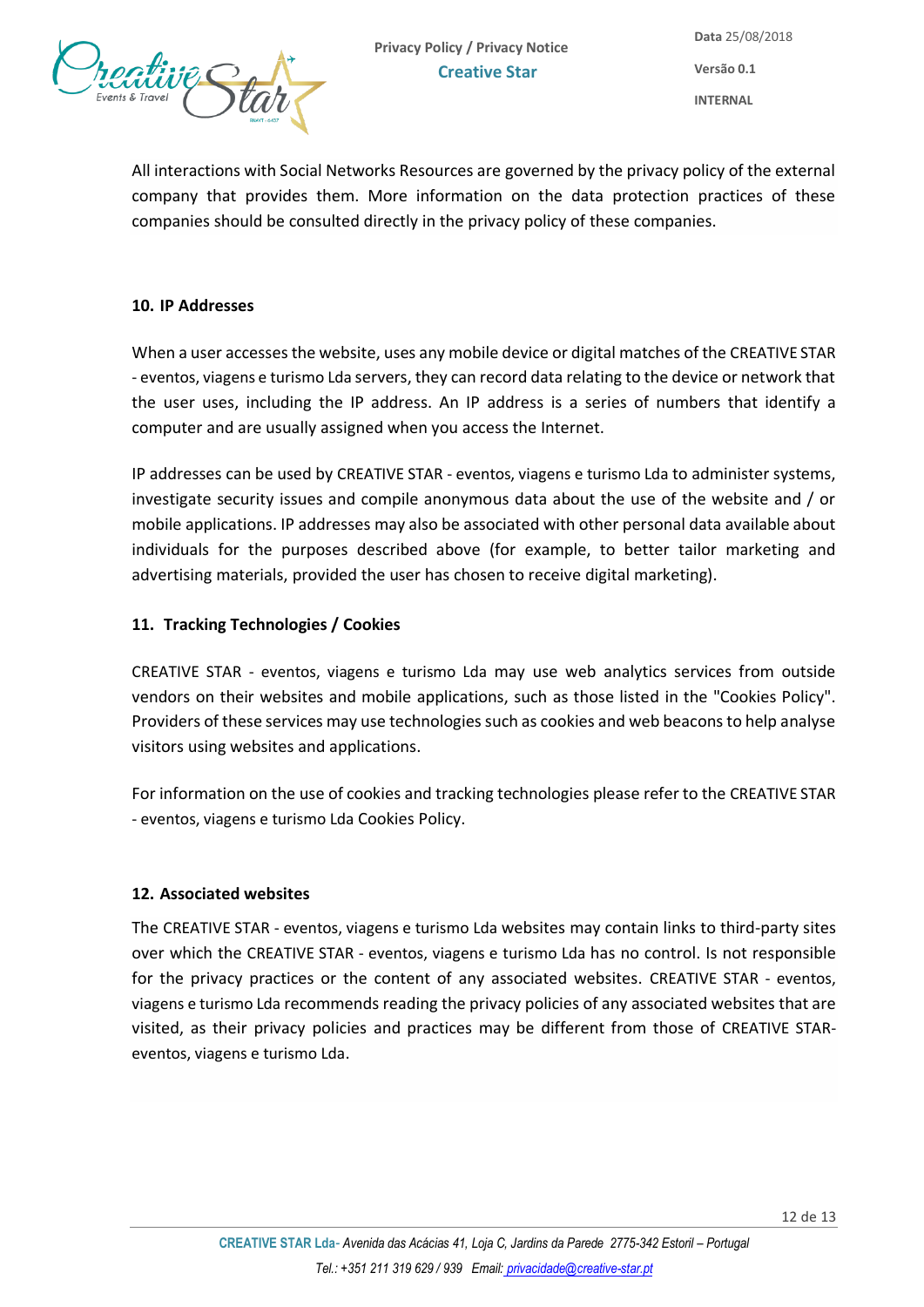All interactions with Social Networks Resources are governed by the privacy policy of the external company that provides them. More information on the data protection practices of these companies should be consulted directly in the privacy policy of these companies.

### 10. IP Addresses

When a user accesses the website, uses any mobile device or digital matches of the CREATIVE STAR - eventos, viagens e turismo Lda servers, they can record data relating to the device or network that the user uses, including the IP address. An IP address is a series of numbers that identify a computer and are usually assigned when you access the Internet.

IP addresses can be used by CREATIVE STAR - eventos, viagens e turismo Lda to administer systems, investigate security issues and compile anonymous data about the use of the website and / or mobile applications. IP addresses may also be associated with other personal data available about individuals for the purposes described above (for example, to better tailor marketing and advertising materials, provided the user has chosen to receive digital marketing).

### 11. Tracking Technologies / Cookies

CREATIVE STAR - eventos, viagens e turismo Lda may use web analytics services from outside vendors on their websites and mobile applications, such as those listed in the "Cookies Policy". Providers of these services may use technologies such as cookies and web beacons to help analyse visitors using websites and applications.

For information on the use of cookies and tracking technologies please refer to the CREATIVE STAR - eventos, viagens e turismo Lda Cookies Policy.

### 12. Associated websites

The CREATIVE STAR - eventos, viagens e turismo Lda websites may contain links to third-party sites over which the CREATIVE STAR - eventos, viagens e turismo Lda has no control. Is not responsible for the privacy practices or the content of any associated websites. CREATIVE STAR - eventos, viagens e turismo Lda recommends reading the privacy policies of any associated websites that are visited, as their privacy policies and practices may be different from those of CREATIVE STAR- eventos, viagens e turismo Lda.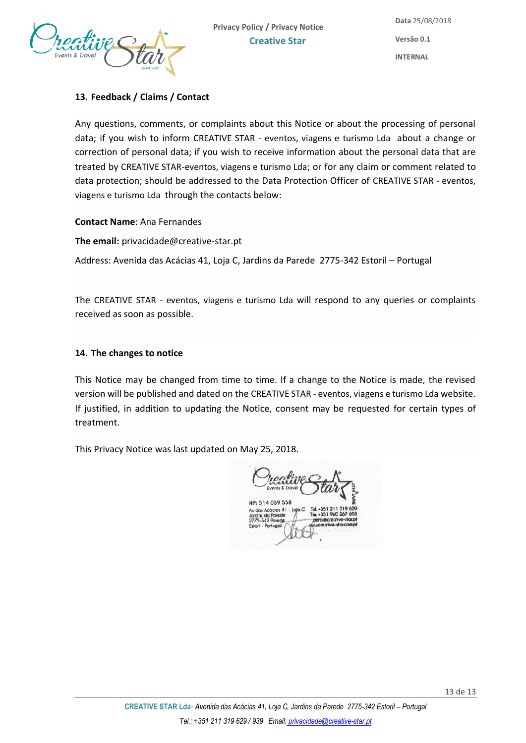## 13. Feedback / Claims / Contact

Any questions, comments, or complaints about this Notice or about the processing of personal data; if you wish to inform CREATIVE STAR - eventos, viagens e turismo Lda about a change or correction of personal data; if you wish to receive information about the personal data that are treated by CREATIVE STAR-eventos, viagens e turismo Lda; or for any claim or comment related to data protection; should be addressed to the Data Protection Officer of CREATIVE STAR - eventos, viagens e turismo Lda through the contacts below:

**Contact Name**: Ana Fernandes

**The email:** privacidade@creative-star.pt

Address: Avenida das Acácias 41, Loja C, Jardins da Parede 2775-342 Estoril – Portugal

The CREATIVE STAR - eventos, viagens e turismo Lda will respond to any queries or complaints received as soon as possible.

## 14. The changes to notice

This Notice may be changed from time to time. If a change to the Notice is made, the revised version will be published and dated on the CREATIVE STAR - eventos, viagens e turismo Lda website. If justified, in addition to updating the Notice, consent may be requested for certain types of treatment.

This Privacy Notice was last updated on May 25, 2018.

Creative Star
Events & Travel
RNAVT 6437
NIF: 514 039 558
Av. das Acácias 41 - Loja C
Jardins da Parede
2775-342 Parede
Estoril - Portugal
Tel. +351 211 319 629
Tlm. +351 960 267 693
geral@creative-star.pt
www.creative-star.com.pt